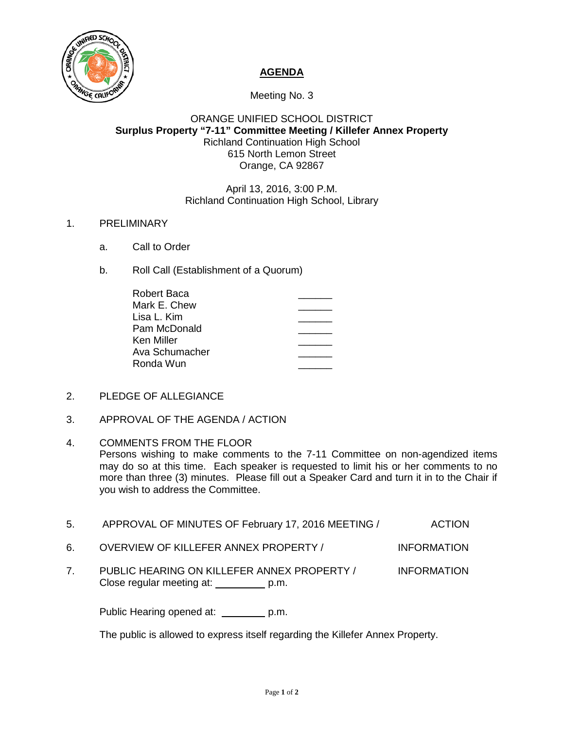# AGENDA

Meeting No. 3

ORANGE UNIFIED SCHOOL DISTRICT
**Surplus Property "7-11" Committee Meeting / Killefer Annex Property**
Richland Continuation High School
615 North Lemon Street
Orange, CA 92867

April 13, 2016, 3:00 P.M.
Richland Continuation High School, Library

1. PRELIMINARY

   a. Call to Order

   b. Roll Call (Establishment of a Quorum)

   | | |
   |---|---|
   | Robert Baca | ______ |
   | Mark E. Chew | ______ |
   | Lisa L. Kim | ______ |
   | Pam McDonald | ______ |
   | Ken Miller | ______ |
   | Ava Schumacher | ______ |
   | Ronda Wun | ______ |

2. PLEDGE OF ALLEGIANCE

3. APPROVAL OF THE AGENDA / ACTION

4. COMMENTS FROM THE FLOOR
   Persons wishing to make comments to the 7-11 Committee on non-agendized items may do so at this time. Each speaker is requested to limit his or her comments to no more than three (3) minutes. Please fill out a Speaker Card and turn it in to the Chair if you wish to address the Committee.

5. APPROVAL OF MINUTES OF February 17, 2016 MEETING / ACTION

6. OVERVIEW OF KILLEFER ANNEX PROPERTY / INFORMATION

7. PUBLIC HEARING ON KILLEFER ANNEX PROPERTY / INFORMATION
   Close regular meeting at: _________ p.m.

   Public Hearing opened at: ________ p.m.

   The public is allowed to express itself regarding the Killefer Annex Property.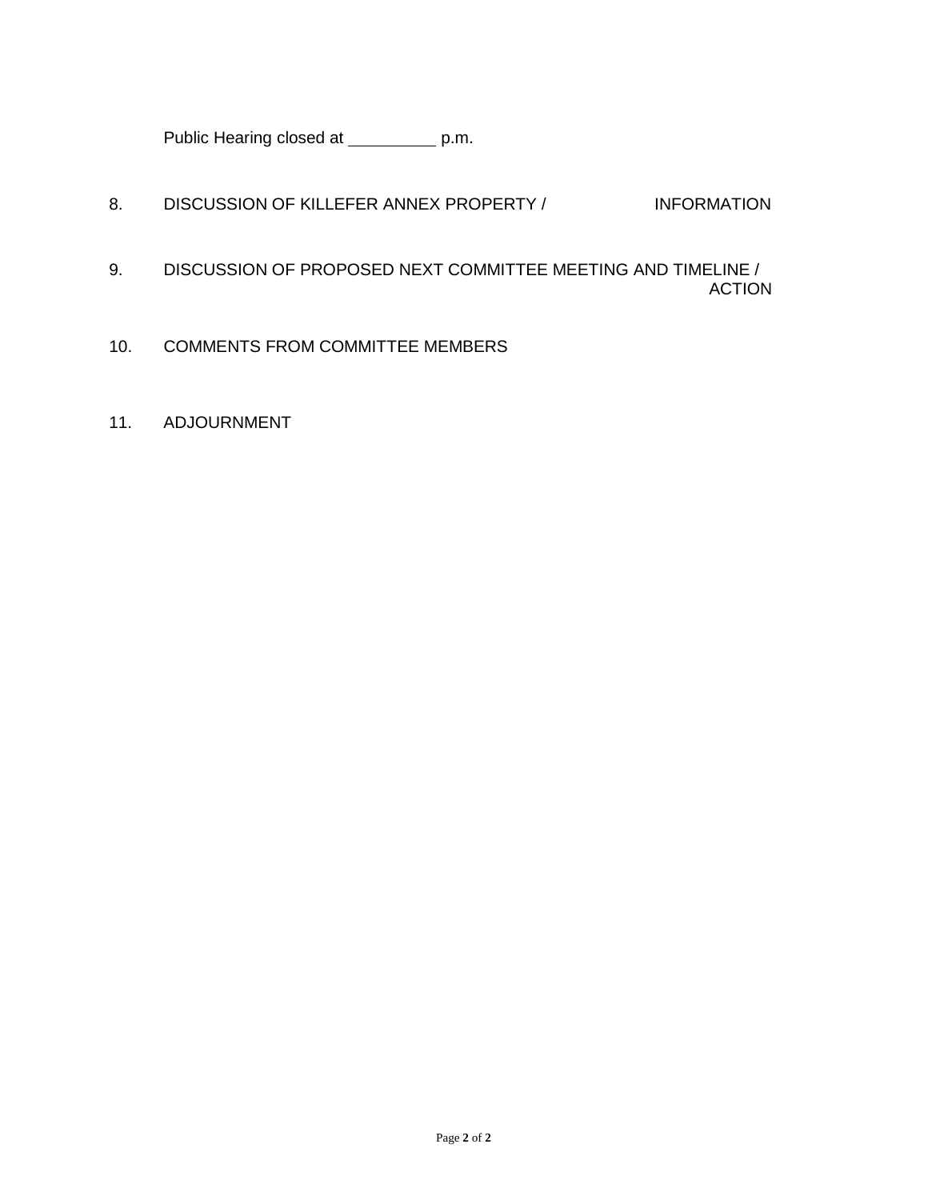Public Hearing closed at __________ p.m.

8. DISCUSSION OF KILLEFER ANNEX PROPERTY / INFORMATION

9. DISCUSSION OF PROPOSED NEXT COMMITTEE MEETING AND TIMELINE / ACTION

10. COMMENTS FROM COMMITTEE MEMBERS

11. ADJOURNMENT